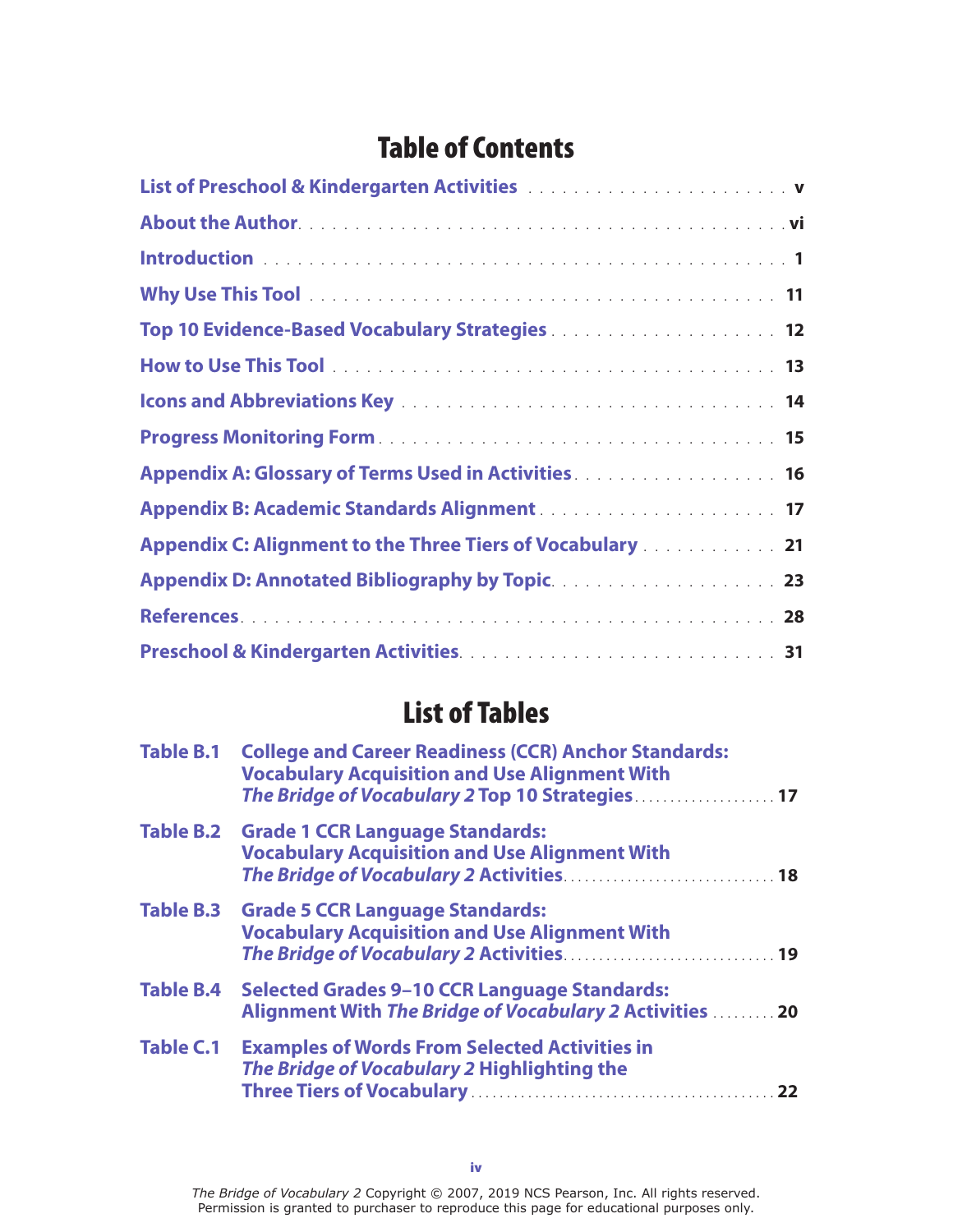# Table of Contents

| | |
|---|---|
| List of Preschool & Kindergarten Activities | v |
| About the Author | vi |
| Introduction | 1 |
| Why Use This Tool | 11 |
| Top 10 Evidence-Based Vocabulary Strategies | 12 |
| How to Use This Tool | 13 |
| Icons and Abbreviations Key | 14 |
| Progress Monitoring Form | 15 |
| Appendix A: Glossary of Terms Used in Activities | 16 |
| Appendix B: Academic Standards Alignment | 17 |
| Appendix C: Alignment to the Three Tiers of Vocabulary | 21 |
| Appendix D: Annotated Bibliography by Topic | 23 |
| References | 28 |
| Preschool & Kindergarten Activities | 31 |

# List of Tables

| | | |
|---|---|---|
| Table B.1 | College and Career Readiness (CCR) Anchor Standards: Vocabulary Acquisition and Use Alignment With *The Bridge of Vocabulary 2* Top 10 Strategies | 17 |
| Table B.2 | Grade 1 CCR Language Standards: Vocabulary Acquisition and Use Alignment With *The Bridge of Vocabulary 2* Activities | 18 |
| Table B.3 | Grade 5 CCR Language Standards: Vocabulary Acquisition and Use Alignment With *The Bridge of Vocabulary 2* Activities | 19 |
| Table B.4 | Selected Grades 9–10 CCR Language Standards: Alignment With *The Bridge of Vocabulary 2* Activities | 20 |
| Table C.1 | Examples of Words From Selected Activities in *The Bridge of Vocabulary 2* Highlighting the Three Tiers of Vocabulary | 22 |

*The Bridge of Vocabulary 2* Copyright © 2007, 2019 NCS Pearson, Inc. All rights reserved.
Permission is granted to purchaser to reproduce this page for educational purposes only.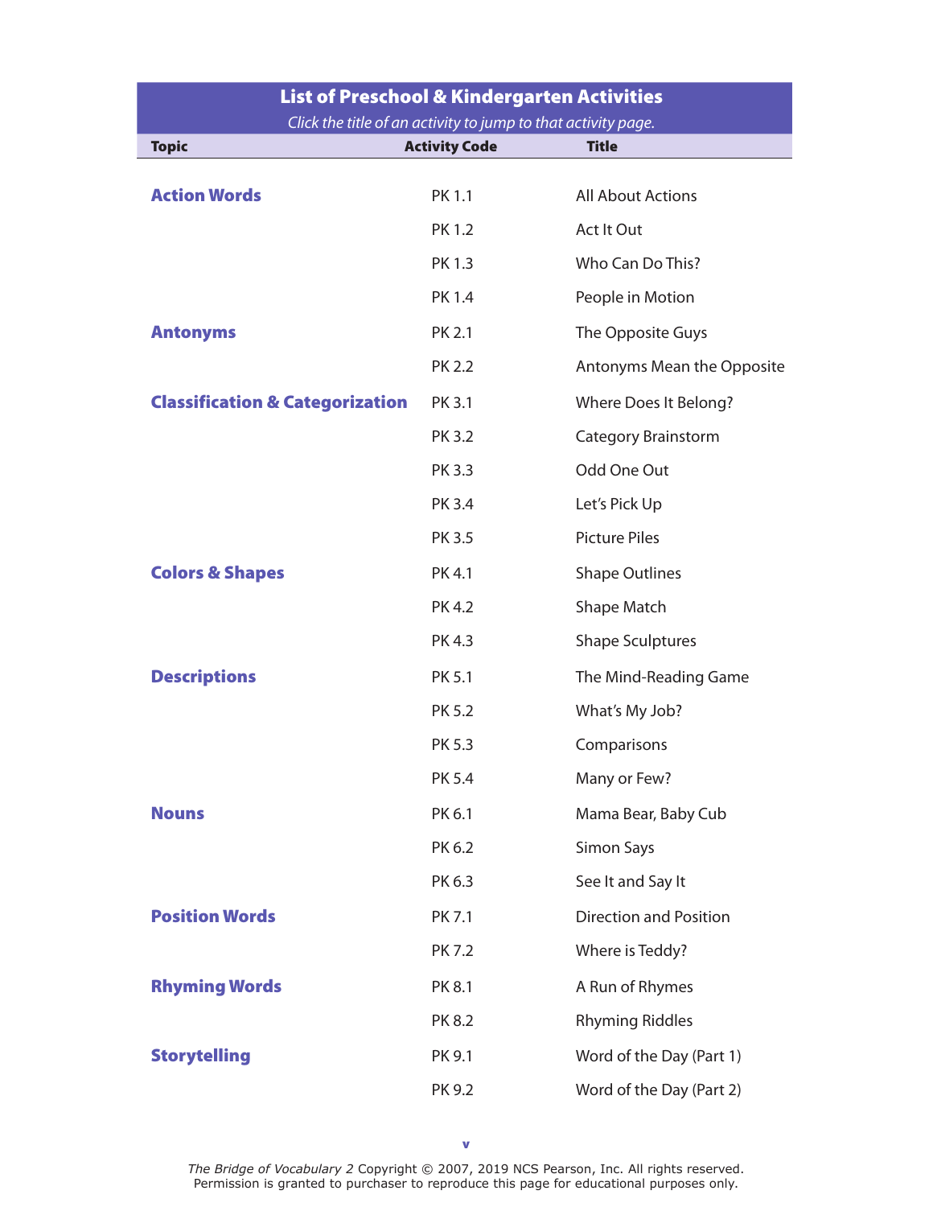## List of Preschool & Kindergarten Activities

*Click the title of an activity to jump to that activity page.*

| Topic | Activity Code | Title |
|---|---|---|
| **Action Words** | PK 1.1 | All About Actions |
| | PK 1.2 | Act It Out |
| | PK 1.3 | Who Can Do This? |
| | PK 1.4 | People in Motion |
| **Antonyms** | PK 2.1 | The Opposite Guys |
| | PK 2.2 | Antonyms Mean the Opposite |
| **Classification & Categorization** | PK 3.1 | Where Does It Belong? |
| | PK 3.2 | Category Brainstorm |
| | PK 3.3 | Odd One Out |
| | PK 3.4 | Let's Pick Up |
| | PK 3.5 | Picture Piles |
| **Colors & Shapes** | PK 4.1 | Shape Outlines |
| | PK 4.2 | Shape Match |
| | PK 4.3 | Shape Sculptures |
| **Descriptions** | PK 5.1 | The Mind-Reading Game |
| | PK 5.2 | What's My Job? |
| | PK 5.3 | Comparisons |
| | PK 5.4 | Many or Few? |
| **Nouns** | PK 6.1 | Mama Bear, Baby Cub |
| | PK 6.2 | Simon Says |
| | PK 6.3 | See It and Say It |
| **Position Words** | PK 7.1 | Direction and Position |
| | PK 7.2 | Where is Teddy? |
| **Rhyming Words** | PK 8.1 | A Run of Rhymes |
| | PK 8.2 | Rhyming Riddles |
| **Storytelling** | PK 9.1 | Word of the Day (Part 1) |
| | PK 9.2 | Word of the Day (Part 2) |

*The Bridge of Vocabulary 2* Copyright © 2007, 2019 NCS Pearson, Inc. All rights reserved.
Permission is granted to purchaser to reproduce this page for educational purposes only.